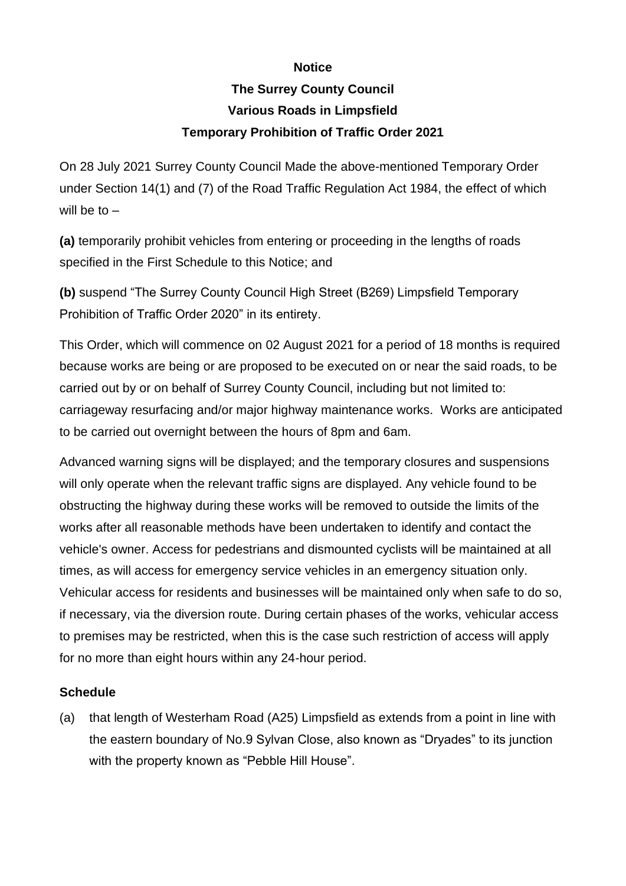**Notice**

**The Surrey County Council**

**Various Roads in Limpsfield**

**Temporary Prohibition of Traffic Order 2021**

On 28 July 2021 Surrey County Council Made the above-mentioned Temporary Order under Section 14(1) and (7) of the Road Traffic Regulation Act 1984, the effect of which will be to –

**(a)** temporarily prohibit vehicles from entering or proceeding in the lengths of roads specified in the First Schedule to this Notice; and

**(b)** suspend "The Surrey County Council High Street (B269) Limpsfield Temporary Prohibition of Traffic Order 2020" in its entirety.

This Order, which will commence on 02 August 2021 for a period of 18 months is required because works are being or are proposed to be executed on or near the said roads, to be carried out by or on behalf of Surrey County Council, including but not limited to: carriageway resurfacing and/or major highway maintenance works. Works are anticipated to be carried out overnight between the hours of 8pm and 6am.

Advanced warning signs will be displayed; and the temporary closures and suspensions will only operate when the relevant traffic signs are displayed. Any vehicle found to be obstructing the highway during these works will be removed to outside the limits of the works after all reasonable methods have been undertaken to identify and contact the vehicle's owner. Access for pedestrians and dismounted cyclists will be maintained at all times, as will access for emergency service vehicles in an emergency situation only. Vehicular access for residents and businesses will be maintained only when safe to do so, if necessary, via the diversion route. During certain phases of the works, vehicular access to premises may be restricted, when this is the case such restriction of access will apply for no more than eight hours within any 24-hour period.

**Schedule**

(a) that length of Westerham Road (A25) Limpsfield as extends from a point in line with the eastern boundary of No.9 Sylvan Close, also known as "Dryades" to its junction with the property known as "Pebble Hill House".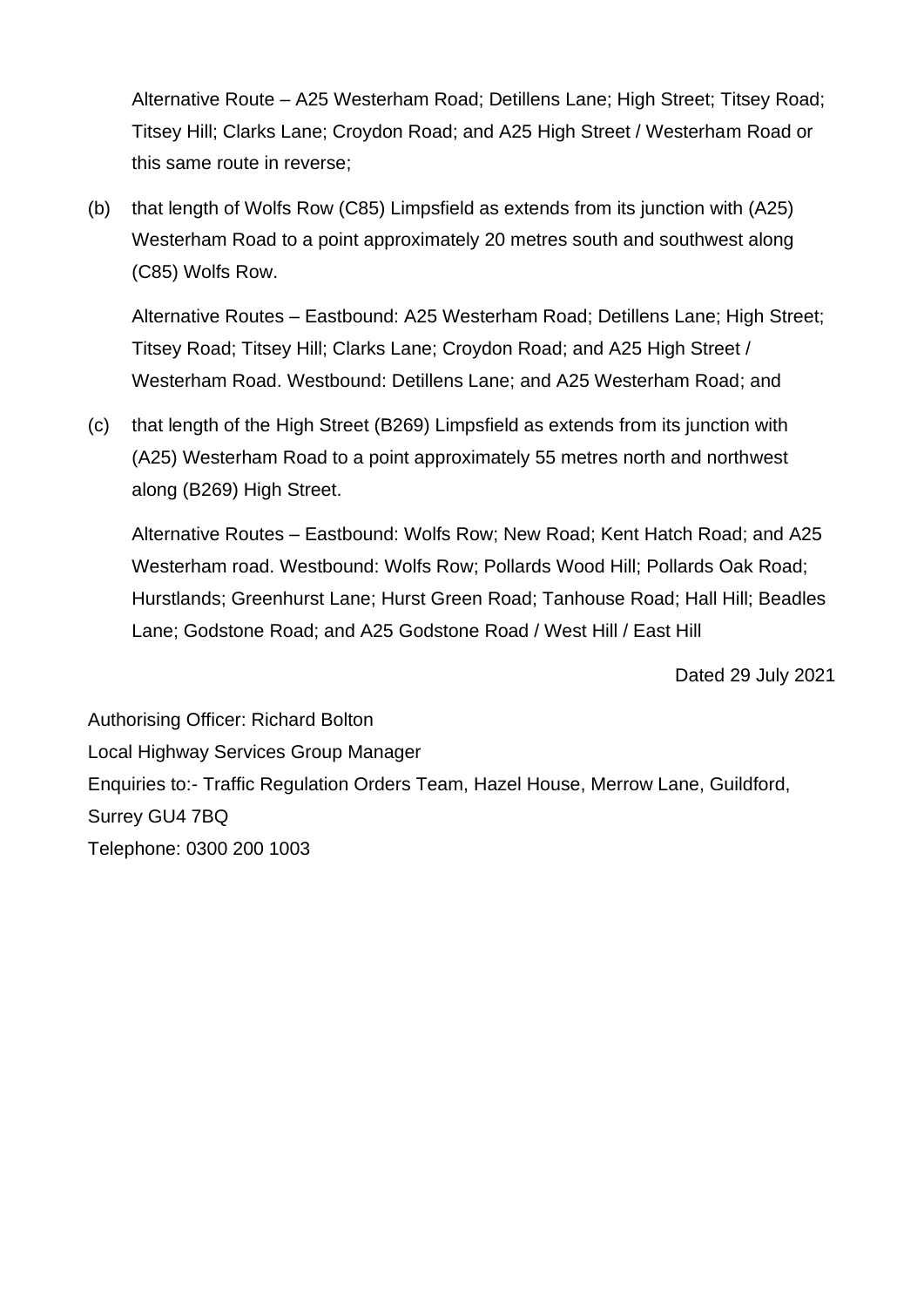Alternative Route – A25 Westerham Road; Detillens Lane; High Street; Titsey Road; Titsey Hill; Clarks Lane; Croydon Road; and A25 High Street / Westerham Road or this same route in reverse;

(b) that length of Wolfs Row (C85) Limpsfield as extends from its junction with (A25) Westerham Road to a point approximately 20 metres south and southwest along (C85) Wolfs Row.

Alternative Routes – Eastbound: A25 Westerham Road; Detillens Lane; High Street; Titsey Road; Titsey Hill; Clarks Lane; Croydon Road; and A25 High Street / Westerham Road. Westbound: Detillens Lane; and A25 Westerham Road; and

(c) that length of the High Street (B269) Limpsfield as extends from its junction with (A25) Westerham Road to a point approximately 55 metres north and northwest along (B269) High Street.

Alternative Routes – Eastbound: Wolfs Row; New Road; Kent Hatch Road; and A25 Westerham road. Westbound: Wolfs Row; Pollards Wood Hill; Pollards Oak Road; Hurstlands; Greenhurst Lane; Hurst Green Road; Tanhouse Road; Hall Hill; Beadles Lane; Godstone Road; and A25 Godstone Road / West Hill / East Hill

Dated 29 July 2021

Authorising Officer: Richard Bolton

Local Highway Services Group Manager

Enquiries to:- Traffic Regulation Orders Team, Hazel House, Merrow Lane, Guildford, Surrey GU4 7BQ

Telephone: 0300 200 1003